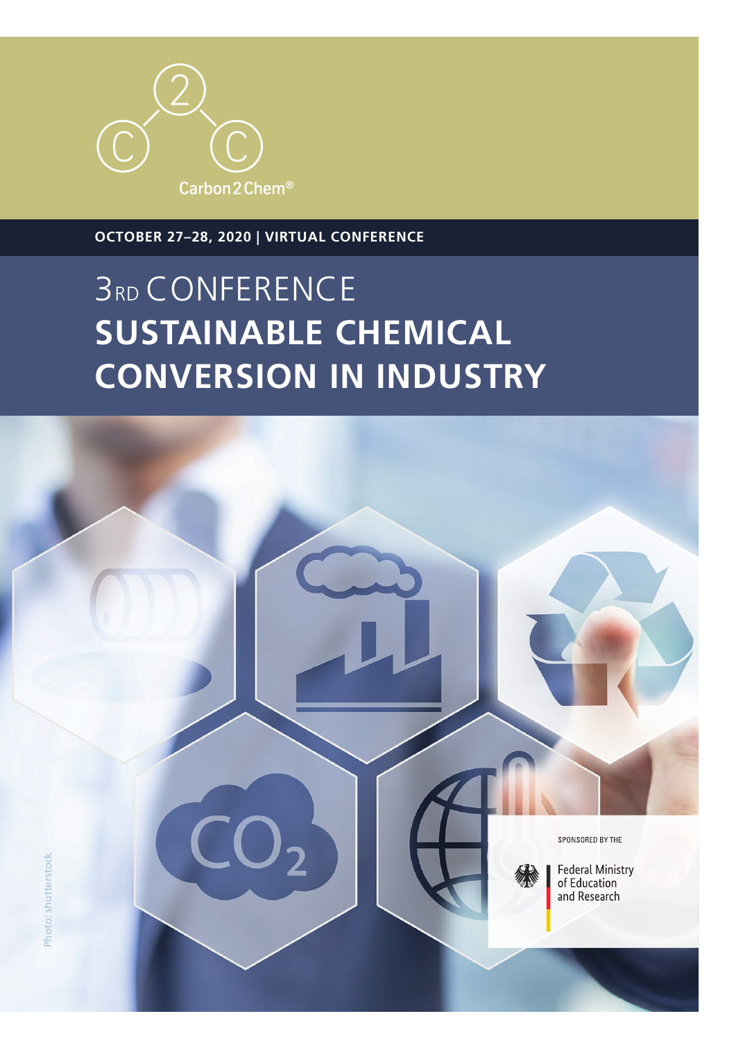Carbon2Chem®

**OCTOBER 27–28, 2020 | VIRTUAL CONFERENCE**

# 3RD CONFERENCE
# SUSTAINABLE CHEMICAL CONVERSION IN INDUSTRY

SPONSORED BY THE

Federal Ministry of Education and Research

Photo: shutterstock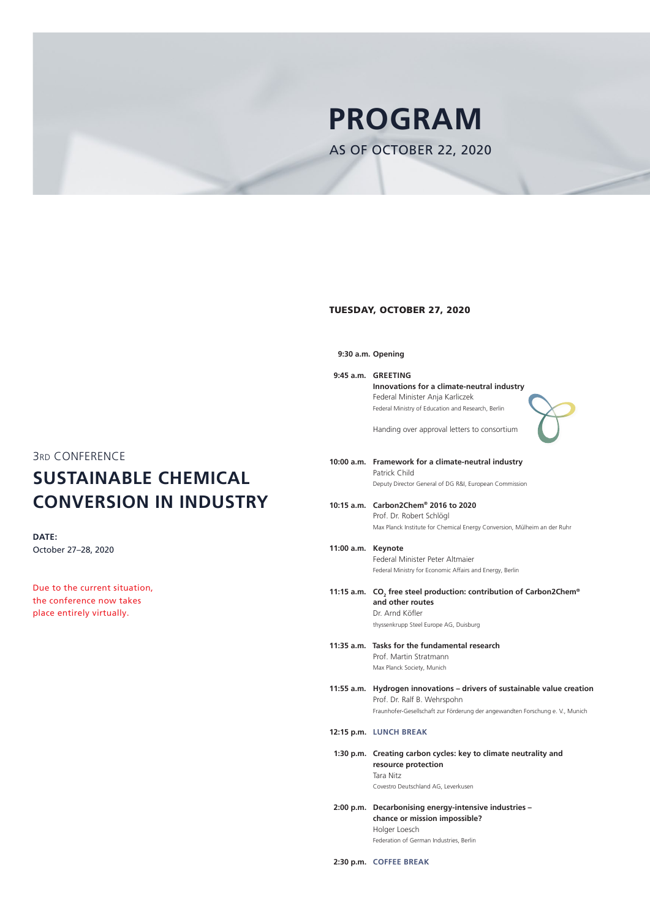# PROGRAM

AS OF OCTOBER 22, 2020

3RD CONFERENCE

## SUSTAINABLE CHEMICAL CONVERSION IN INDUSTRY

**DATE:**
October 27–28, 2020

Due to the current situation, the conference now takes place entirely virtually.

### TUESDAY, OCTOBER 27, 2020

**9:30 a.m.** **Opening**

**9:45 a.m.** **GREETING**
**Innovations for a climate-neutral industry**
Federal Minister Anja Karliczek
Federal Ministry of Education and Research, Berlin

Handing over approval letters to consortium

**10:00 a.m.** **Framework for a climate-neutral industry**
Patrick Child
Deputy Director General of DG R&I, European Commission

**10:15 a.m.** **Carbon2Chem® 2016 to 2020**
Prof. Dr. Robert Schlögl
Max Planck Institute for Chemical Energy Conversion, Mülheim an der Ruhr

**11:00 a.m.** **Keynote**
Federal Minister Peter Altmaier
Federal Ministry for Economic Affairs and Energy, Berlin

**11:15 a.m.** **$CO_2$ free steel production: contribution of Carbon2Chem® and other routes**
Dr. Arnd Köfler
thyssenkrupp Steel Europe AG, Duisburg

**11:35 a.m.** **Tasks for the fundamental research**
Prof. Martin Stratmann
Max Planck Society, Munich

**11:55 a.m.** **Hydrogen innovations – drivers of sustainable value creation**
Prof. Dr. Ralf B. Wehrspohn
Fraunhofer-Gesellschaft zur Förderung der angewandten Forschung e. V., Munich

**12:15 p.m.** **LUNCH BREAK**

**1:30 p.m.** **Creating carbon cycles: key to climate neutrality and resource protection**
Tara Nitz
Covestro Deutschland AG, Leverkusen

**2:00 p.m.** **Decarbonising energy-intensive industries – chance or mission impossible?**
Holger Loesch
Federation of German Industries, Berlin

**2:30 p.m.** **COFFEE BREAK**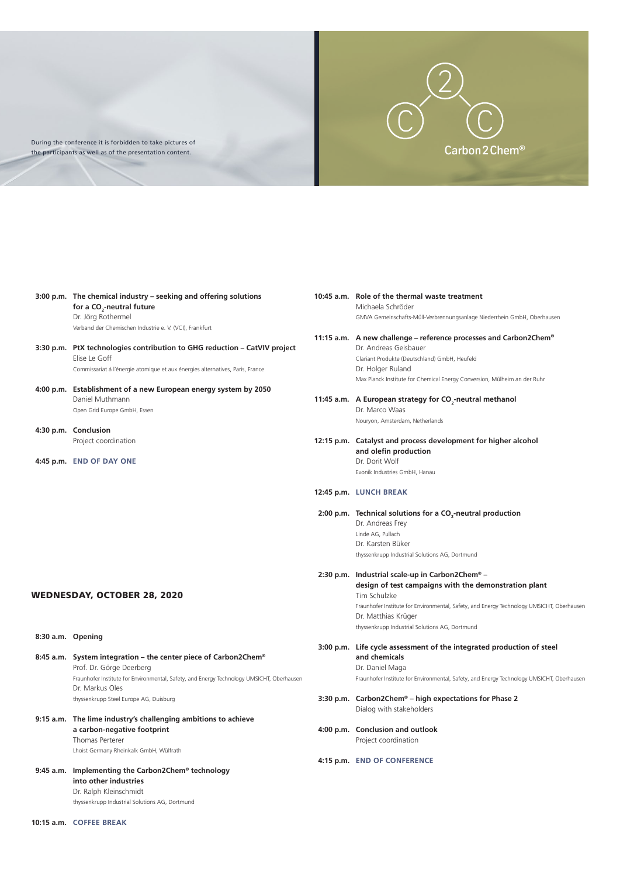During the conference it is forbidden to take pictures of the participants as well as of the presentation content.

Carbon2Chem®

**3:00 p.m.** **The chemical industry – seeking and offering solutions for a $CO_2$-neutral future**
Dr. Jörg Rothermel
Verband der Chemischen Industrie e. V. (VCI), Frankfurt

**3:30 p.m.** **PtX technologies contribution to GHG reduction – CatVIV project**
Elise Le Goff
Commissariat à l'énergie atomique et aux énergies alternatives, Paris, France

**4:00 p.m.** **Establishment of a new European energy system by 2050**
Daniel Muthmann
Open Grid Europe GmbH, Essen

**4:30 p.m.** **Conclusion**
Project coordination

**4:45 p.m.** **END OF DAY ONE**

## WEDNESDAY, OCTOBER 28, 2020

**8:30 a.m.** **Opening**

**8:45 a.m.** **System integration – the center piece of Carbon2Chem®**
Prof. Dr. Görge Deerberg
Fraunhofer Institute for Environmental, Safety, and Energy Technology UMSICHT, Oberhausen
Dr. Markus Oles
thyssenkrupp Steel Europe AG, Duisburg

**9:15 a.m.** **The lime industry's challenging ambitions to achieve a carbon-negative footprint**
Thomas Perterer
Lhoist Germany Rheinkalk GmbH, Wülfrath

**9:45 a.m.** **Implementing the Carbon2Chem® technology into other industries**
Dr. Ralph Kleinschmidt
thyssenkrupp Industrial Solutions AG, Dortmund

**10:15 a.m.** **COFFEE BREAK**

**10:45 a.m.** **Role of the thermal waste treatment**
Michaela Schröder
GMVA Gemeinschafts-Müll-Verbrennungsanlage Niederrhein GmbH, Oberhausen

**11:15 a.m.** **A new challenge – reference processes and Carbon2Chem®**
Dr. Andreas Geisbauer
Clariant Produkte (Deutschland) GmbH, Heufeld
Dr. Holger Ruland
Max Planck Institute for Chemical Energy Conversion, Mülheim an der Ruhr

**11:45 a.m.** **A European strategy for $CO_2$-neutral methanol**
Dr. Marco Waas
Nouryon, Amsterdam, Netherlands

**12:15 p.m.** **Catalyst and process development for higher alcohol and olefin production**
Dr. Dorit Wolf
Evonik Industries GmbH, Hanau

**12:45 p.m.** **LUNCH BREAK**

**2:00 p.m.** **Technical solutions for a $CO_2$-neutral production**
Dr. Andreas Frey
Linde AG, Pullach
Dr. Karsten Büker
thyssenkrupp Industrial Solutions AG, Dortmund

**2:30 p.m.** **Industrial scale-up in Carbon2Chem® – design of test campaigns with the demonstration plant**
Tim Schulzke
Fraunhofer Institute for Environmental, Safety, and Energy Technology UMSICHT, Oberhausen
Dr. Matthias Krüger
thyssenkrupp Industrial Solutions AG, Dortmund

**3:00 p.m.** **Life cycle assessment of the integrated production of steel and chemicals**
Dr. Daniel Maga
Fraunhofer Institute for Environmental, Safety, and Energy Technology UMSICHT, Oberhausen

**3:30 p.m.** **Carbon2Chem® – high expectations for Phase 2**
Dialog with stakeholders

**4:00 p.m.** **Conclusion and outlook**
Project coordination

**4:15 p.m.** **END OF CONFERENCE**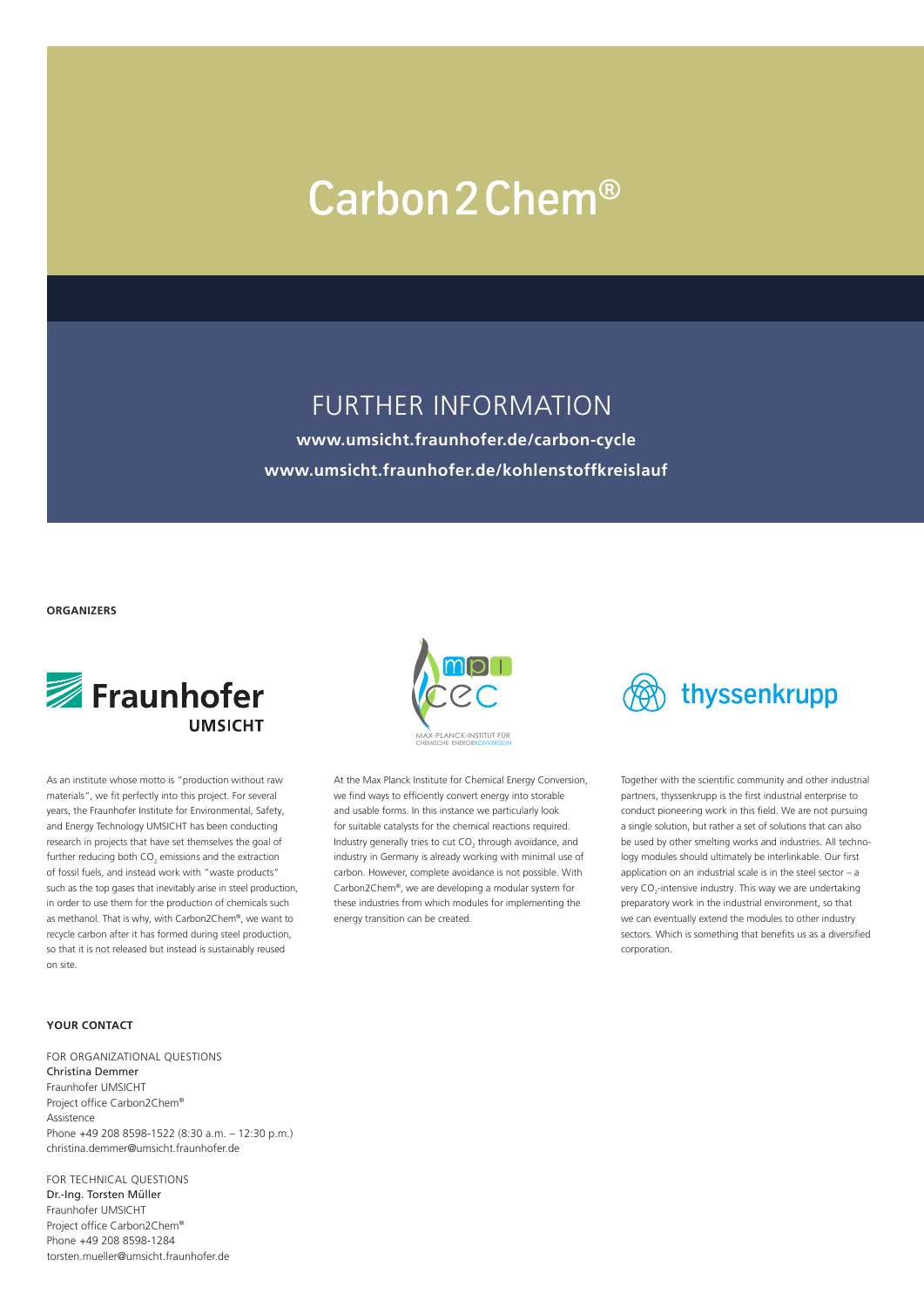# Carbon2Chem®

## FURTHER INFORMATION

**www.umsicht.fraunhofer.de/carbon-cycle**

**www.umsicht.fraunhofer.de/kohlenstoffkreislauf**

**ORGANIZERS**

Fraunhofer UMSICHT

As an institute whose motto is "production without raw materials", we fit perfectly into this project. For several years, the Fraunhofer Institute for Environmental, Safety, and Energy Technology UMSICHT has been conducting research in projects that have set themselves the goal of further reducing both $CO_2$ emissions and the extraction of fossil fuels, and instead work with "waste products" such as the top gases that inevitably arise in steel production, in order to use them for the production of chemicals such as methanol. That is why, with Carbon2Chem®, we want to recycle carbon after it has formed during steel production, so that it is not released but instead is sustainably reused on site.

mpi cec – MAX-PLANCK-INSTITUT FÜR CHEMISCHE ENERGIEKONVERSION

At the Max Planck Institute for Chemical Energy Conversion, we find ways to efficiently convert energy into storable and usable forms. In this instance we particularly look for suitable catalysts for the chemical reactions required. Industry generally tries to cut $CO_2$ through avoidance, and industry in Germany is already working with minimal use of carbon. However, complete avoidance is not possible. With Carbon2Chem®, we are developing a modular system for these industries from which modules for implementing the energy transition can be created.

thyssenkrupp

Together with the scientific community and other industrial partners, thyssenkrupp is the first industrial enterprise to conduct pioneering work in this field. We are not pursuing a single solution, but rather a set of solutions that can also be used by other smelting works and industries. All technology modules should ultimately be interlinkable. Our first application on an industrial scale is in the steel sector – a very $CO_2$-intensive industry. This way we are undertaking preparatory work in the industrial environment, so that we can eventually extend the modules to other industry sectors. Which is something that benefits us as a diversified corporation.

**YOUR CONTACT**

FOR ORGANIZATIONAL QUESTIONS
Christina Demmer
Fraunhofer UMSICHT
Project office Carbon2Chem®
Assistence
Phone +49 208 8598-1522 (8:30 a.m. – 12:30 p.m.)
christina.demmer@umsicht.fraunhofer.de

FOR TECHNICAL QUESTIONS
Dr.-Ing. Torsten Müller
Fraunhofer UMSICHT
Project office Carbon2Chem®
Phone +49 208 8598-1284
torsten.mueller@umsicht.fraunhofer.de